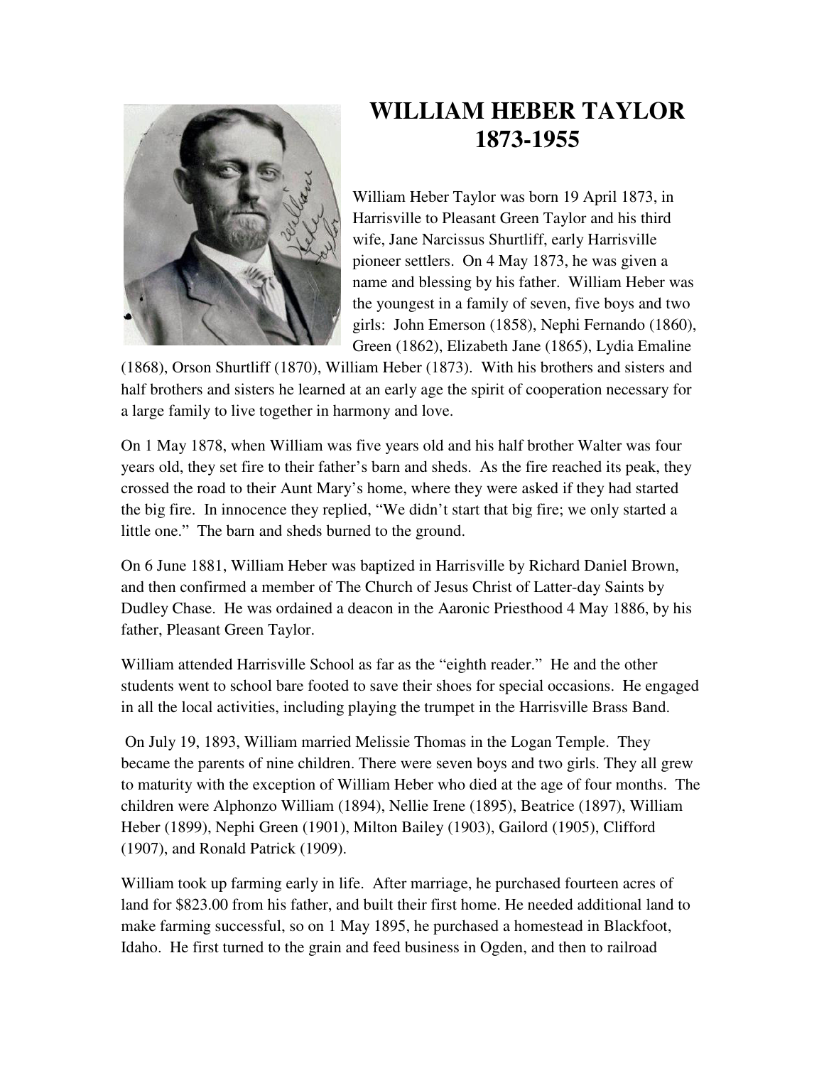# WILLIAM HEBER TAYLOR
# 1873-1955

William Heber Taylor was born 19 April 1873, in Harrisville to Pleasant Green Taylor and his third wife, Jane Narcissus Shurtliff, early Harrisville pioneer settlers. On 4 May 1873, he was given a name and blessing by his father. William Heber was the youngest in a family of seven, five boys and two girls: John Emerson (1858), Nephi Fernando (1860), Green (1862), Elizabeth Jane (1865), Lydia Emaline (1868), Orson Shurtliff (1870), William Heber (1873). With his brothers and sisters and half brothers and sisters he learned at an early age the spirit of cooperation necessary for a large family to live together in harmony and love.

On 1 May 1878, when William was five years old and his half brother Walter was four years old, they set fire to their father's barn and sheds. As the fire reached its peak, they crossed the road to their Aunt Mary's home, where they were asked if they had started the big fire. In innocence they replied, "We didn't start that big fire; we only started a little one." The barn and sheds burned to the ground.

On 6 June 1881, William Heber was baptized in Harrisville by Richard Daniel Brown, and then confirmed a member of The Church of Jesus Christ of Latter-day Saints by Dudley Chase. He was ordained a deacon in the Aaronic Priesthood 4 May 1886, by his father, Pleasant Green Taylor.

William attended Harrisville School as far as the "eighth reader." He and the other students went to school bare footed to save their shoes for special occasions. He engaged in all the local activities, including playing the trumpet in the Harrisville Brass Band.

On July 19, 1893, William married Melissie Thomas in the Logan Temple. They became the parents of nine children. There were seven boys and two girls. They all grew to maturity with the exception of William Heber who died at the age of four months. The children were Alphonzo William (1894), Nellie Irene (1895), Beatrice (1897), William Heber (1899), Nephi Green (1901), Milton Bailey (1903), Gailord (1905), Clifford (1907), and Ronald Patrick (1909).

William took up farming early in life. After marriage, he purchased fourteen acres of land for $823.00 from his father, and built their first home. He needed additional land to make farming successful, so on 1 May 1895, he purchased a homestead in Blackfoot, Idaho. He first turned to the grain and feed business in Ogden, and then to railroad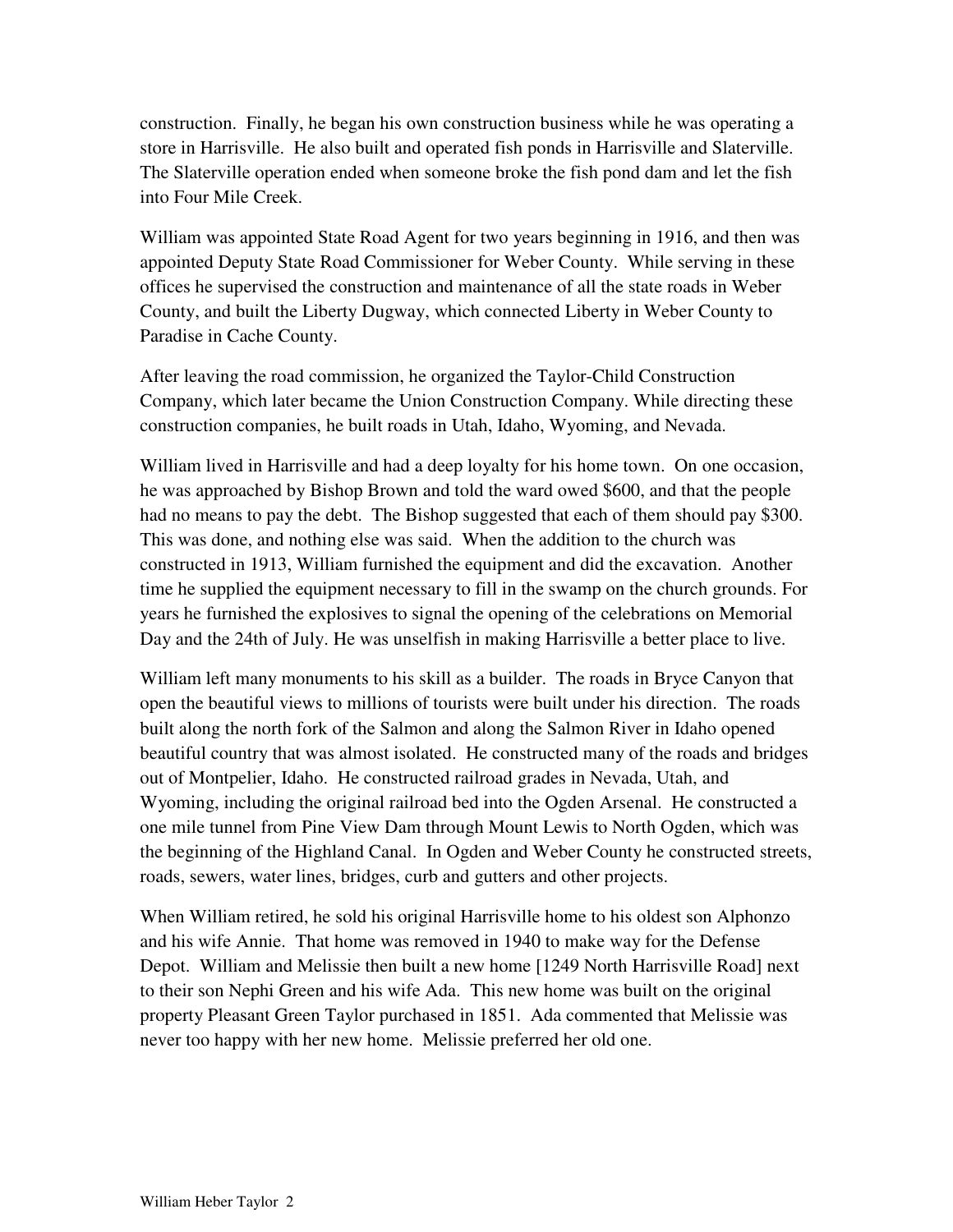construction. Finally, he began his own construction business while he was operating a store in Harrisville. He also built and operated fish ponds in Harrisville and Slaterville. The Slaterville operation ended when someone broke the fish pond dam and let the fish into Four Mile Creek.

William was appointed State Road Agent for two years beginning in 1916, and then was appointed Deputy State Road Commissioner for Weber County. While serving in these offices he supervised the construction and maintenance of all the state roads in Weber County, and built the Liberty Dugway, which connected Liberty in Weber County to Paradise in Cache County.

After leaving the road commission, he organized the Taylor-Child Construction Company, which later became the Union Construction Company. While directing these construction companies, he built roads in Utah, Idaho, Wyoming, and Nevada.

William lived in Harrisville and had a deep loyalty for his home town. On one occasion, he was approached by Bishop Brown and told the ward owed $600, and that the people had no means to pay the debt. The Bishop suggested that each of them should pay $300. This was done, and nothing else was said. When the addition to the church was constructed in 1913, William furnished the equipment and did the excavation. Another time he supplied the equipment necessary to fill in the swamp on the church grounds. For years he furnished the explosives to signal the opening of the celebrations on Memorial Day and the 24th of July. He was unselfish in making Harrisville a better place to live.

William left many monuments to his skill as a builder. The roads in Bryce Canyon that open the beautiful views to millions of tourists were built under his direction. The roads built along the north fork of the Salmon and along the Salmon River in Idaho opened beautiful country that was almost isolated. He constructed many of the roads and bridges out of Montpelier, Idaho. He constructed railroad grades in Nevada, Utah, and Wyoming, including the original railroad bed into the Ogden Arsenal. He constructed a one mile tunnel from Pine View Dam through Mount Lewis to North Ogden, which was the beginning of the Highland Canal. In Ogden and Weber County he constructed streets, roads, sewers, water lines, bridges, curb and gutters and other projects.

When William retired, he sold his original Harrisville home to his oldest son Alphonzo and his wife Annie. That home was removed in 1940 to make way for the Defense Depot. William and Melissie then built a new home [1249 North Harrisville Road] next to their son Nephi Green and his wife Ada. This new home was built on the original property Pleasant Green Taylor purchased in 1851. Ada commented that Melissie was never too happy with her new home. Melissie preferred her old one.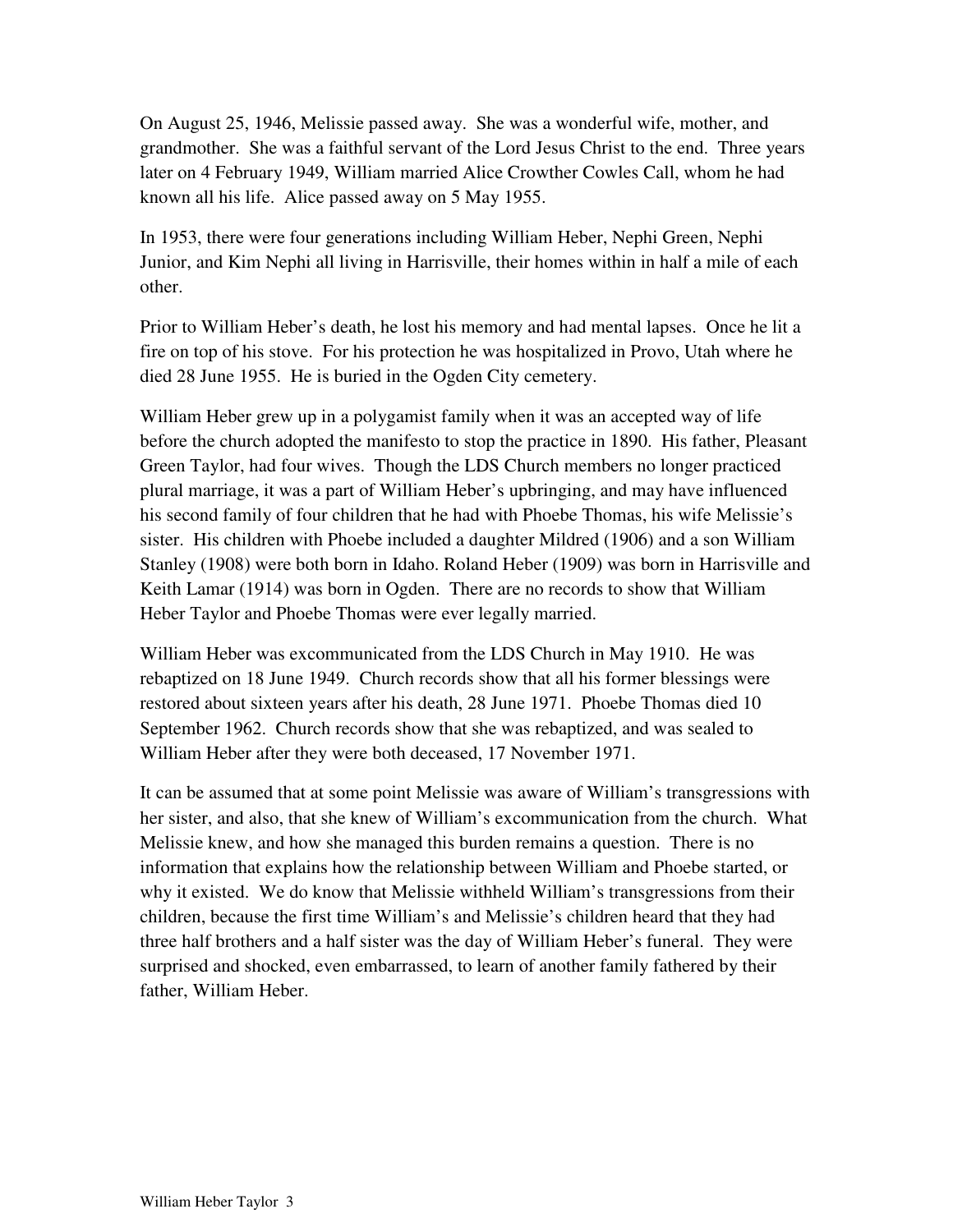On August 25, 1946, Melissie passed away. She was a wonderful wife, mother, and grandmother. She was a faithful servant of the Lord Jesus Christ to the end. Three years later on 4 February 1949, William married Alice Crowther Cowles Call, whom he had known all his life. Alice passed away on 5 May 1955.

In 1953, there were four generations including William Heber, Nephi Green, Nephi Junior, and Kim Nephi all living in Harrisville, their homes within in half a mile of each other.

Prior to William Heber's death, he lost his memory and had mental lapses. Once he lit a fire on top of his stove. For his protection he was hospitalized in Provo, Utah where he died 28 June 1955. He is buried in the Ogden City cemetery.

William Heber grew up in a polygamist family when it was an accepted way of life before the church adopted the manifesto to stop the practice in 1890. His father, Pleasant Green Taylor, had four wives. Though the LDS Church members no longer practiced plural marriage, it was a part of William Heber's upbringing, and may have influenced his second family of four children that he had with Phoebe Thomas, his wife Melissie's sister. His children with Phoebe included a daughter Mildred (1906) and a son William Stanley (1908) were both born in Idaho. Roland Heber (1909) was born in Harrisville and Keith Lamar (1914) was born in Ogden. There are no records to show that William Heber Taylor and Phoebe Thomas were ever legally married.

William Heber was excommunicated from the LDS Church in May 1910. He was rebaptized on 18 June 1949. Church records show that all his former blessings were restored about sixteen years after his death, 28 June 1971. Phoebe Thomas died 10 September 1962. Church records show that she was rebaptized, and was sealed to William Heber after they were both deceased, 17 November 1971.

It can be assumed that at some point Melissie was aware of William's transgressions with her sister, and also, that she knew of William's excommunication from the church. What Melissie knew, and how she managed this burden remains a question. There is no information that explains how the relationship between William and Phoebe started, or why it existed. We do know that Melissie withheld William's transgressions from their children, because the first time William's and Melissie's children heard that they had three half brothers and a half sister was the day of William Heber's funeral. They were surprised and shocked, even embarrassed, to learn of another family fathered by their father, William Heber.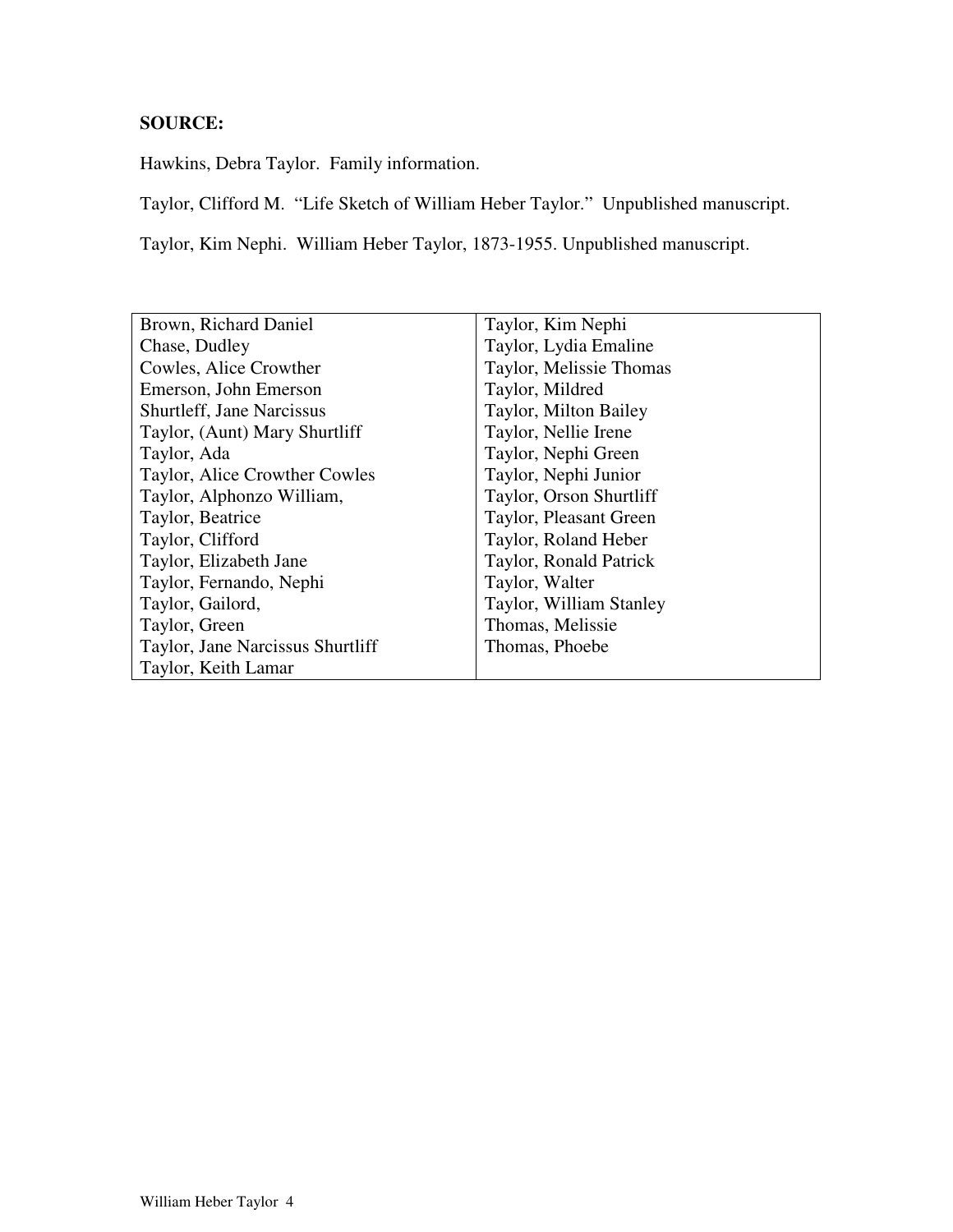**SOURCE:**

Hawkins, Debra Taylor. Family information.

Taylor, Clifford M. "Life Sketch of William Heber Taylor." Unpublished manuscript.

Taylor, Kim Nephi. William Heber Taylor, 1873-1955. Unpublished manuscript.

| | |
|---|---|
| Brown, Richard Daniel | Taylor, Kim Nephi |
| Chase, Dudley | Taylor, Lydia Emaline |
| Cowles, Alice Crowther | Taylor, Melissie Thomas |
| Emerson, John Emerson | Taylor, Mildred |
| Shurtleff, Jane Narcissus | Taylor, Milton Bailey |
| Taylor, (Aunt) Mary Shurtliff | Taylor, Nellie Irene |
| Taylor, Ada | Taylor, Nephi Green |
| Taylor, Alice Crowther Cowles | Taylor, Nephi Junior |
| Taylor, Alphonzo William, | Taylor, Orson Shurtliff |
| Taylor, Beatrice | Taylor, Pleasant Green |
| Taylor, Clifford | Taylor, Roland Heber |
| Taylor, Elizabeth Jane | Taylor, Ronald Patrick |
| Taylor, Fernando, Nephi | Taylor, Walter |
| Taylor, Gailord, | Taylor, William Stanley |
| Taylor, Green | Thomas, Melissie |
| Taylor, Jane Narcissus Shurtliff | Thomas, Phoebe |
| Taylor, Keith Lamar | |